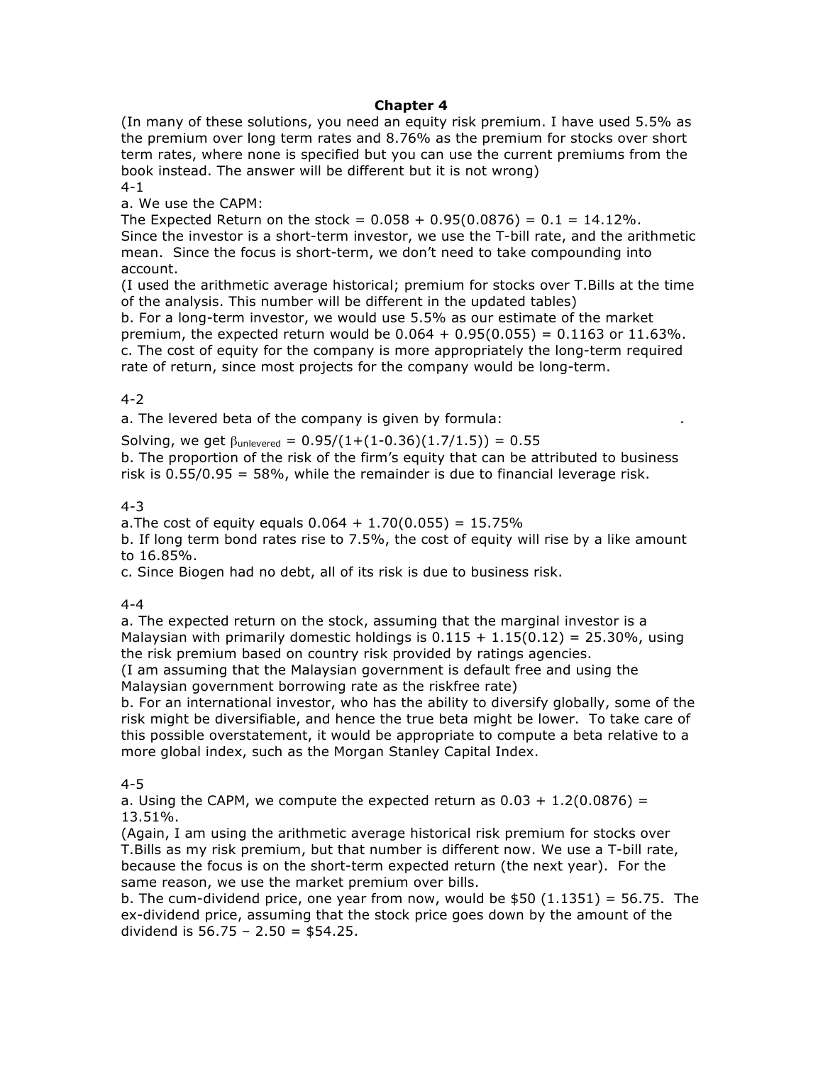# Chapter 4

(In many of these solutions, you need an equity risk premium. I have used 5.5% as the premium over long term rates and 8.76% as the premium for stocks over short term rates, where none is specified but you can use the current premiums from the book instead. The answer will be different but it is not wrong)

4-1

a. We use the CAPM:

The Expected Return on the stock = 0.058 + 0.95(0.0876) = 0.1 = 14.12%.

Since the investor is a short-term investor, we use the T-bill rate, and the arithmetic mean. Since the focus is short-term, we don't need to take compounding into account.

(I used the arithmetic average historical; premium for stocks over T.Bills at the time of the analysis. This number will be different in the updated tables)

b. For a long-term investor, we would use 5.5% as our estimate of the market premium, the expected return would be 0.064 + 0.95(0.055) = 0.1163 or 11.63%.

c. The cost of equity for the company is more appropriately the long-term required rate of return, since most projects for the company would be long-term.

4-2

a. The levered beta of the company is given by formula: .

Solving, we get $\beta_{unlevered}$ = 0.95/(1+(1-0.36)(1.7/1.5)) = 0.55

b. The proportion of the risk of the firm's equity that can be attributed to business risk is 0.55/0.95 = 58%, while the remainder is due to financial leverage risk.

4-3

a.The cost of equity equals 0.064 + 1.70(0.055) = 15.75%

b. If long term bond rates rise to 7.5%, the cost of equity will rise by a like amount to 16.85%.

c. Since Biogen had no debt, all of its risk is due to business risk.

4-4

a. The expected return on the stock, assuming that the marginal investor is a Malaysian with primarily domestic holdings is 0.115 + 1.15(0.12) = 25.30%, using the risk premium based on country risk provided by ratings agencies.

(I am assuming that the Malaysian government is default free and using the Malaysian government borrowing rate as the riskfree rate)

b. For an international investor, who has the ability to diversify globally, some of the risk might be diversifiable, and hence the true beta might be lower. To take care of this possible overstatement, it would be appropriate to compute a beta relative to a more global index, such as the Morgan Stanley Capital Index.

4-5

a. Using the CAPM, we compute the expected return as 0.03 + 1.2(0.0876) = 13.51%.

(Again, I am using the arithmetic average historical risk premium for stocks over T.Bills as my risk premium, but that number is different now. We use a T-bill rate, because the focus is on the short-term expected return (the next year). For the same reason, we use the market premium over bills.

b. The cum-dividend price, one year from now, would be $50 (1.1351) = 56.75. The ex-dividend price, assuming that the stock price goes down by the amount of the dividend is 56.75 – 2.50 = $54.25.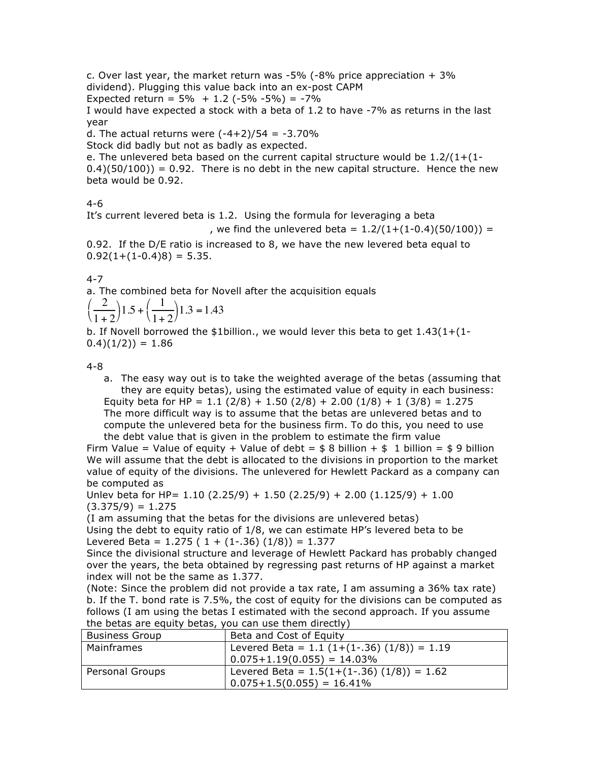c. Over last year, the market return was -5% (-8% price appreciation + 3% dividend). Plugging this value back into an ex-post CAPM

Expected return = 5% + 1.2 (-5% -5%) = -7%

I would have expected a stock with a beta of 1.2 to have -7% as returns in the last year

d. The actual returns were (-4+2)/54 = -3.70%

Stock did badly but not as badly as expected.

e. The unlevered beta based on the current capital structure would be 1.2/(1+(1-0.4)(50/100)) = 0.92. There is no debt in the new capital structure. Hence the new beta would be 0.92.

4-6

It's current levered beta is 1.2. Using the formula for leveraging a beta , we find the unlevered beta = 1.2/(1+(1-0.4)(50/100)) = 0.92. If the D/E ratio is increased to 8, we have the new levered beta equal to 0.92(1+(1-0.4)8) = 5.35.

4-7

a. The combined beta for Novell after the acquisition equals

$$\left(\frac{2}{1+2}\right)1.5+\left(\frac{1}{1+2}\right)1.3=1.43$$

b. If Novell borrowed the $1billion., we would lever this beta to get 1.43(1+(1-0.4)(1/2)) = 1.86

4-8

a. The easy way out is to take the weighted average of the betas (assuming that they are equity betas), using the estimated value of equity in each business:

Equity beta for HP = 1.1 (2/8) + 1.50 (2/8) + 2.00 (1/8) + 1 (3/8) = 1.275

The more difficult way is to assume that the betas are unlevered betas and to compute the unlevered beta for the business firm. To do this, you need to use the debt value that is given in the problem to estimate the firm value

Firm Value = Value of equity + Value of debt = $ 8 billion + $ 1 billion = $ 9 billion

We will assume that the debt is allocated to the divisions in proportion to the market value of equity of the divisions. The unlevered for Hewlett Packard as a company can be computed as

Unlev beta for HP= 1.10 (2.25/9) + 1.50 (2.25/9) + 2.00 (1.125/9) + 1.00 (3.375/9) = 1.275

(I am assuming that the betas for the divisions are unlevered betas)

Using the debt to equity ratio of 1/8, we can estimate HP's levered beta to be

Levered Beta = 1.275 ( 1 + (1-.36) (1/8)) = 1.377

Since the divisional structure and leverage of Hewlett Packard has probably changed over the years, the beta obtained by regressing past returns of HP against a market index will not be the same as 1.377.

(Note: Since the problem did not provide a tax rate, I am assuming a 36% tax rate)

b. If the T. bond rate is 7.5%, the cost of equity for the divisions can be computed as follows (I am using the betas I estimated with the second approach. If you assume the betas are equity betas, you can use them directly)

| Business Group | Beta and Cost of Equity |
|---|---|
| Mainframes | Levered Beta = 1.1 (1+(1-.36) (1/8)) = 1.19<br>0.075+1.19(0.055) = 14.03% |
| Personal Groups | Levered Beta = 1.5(1+(1-.36) (1/8)) = 1.62<br>0.075+1.5(0.055) = 16.41% |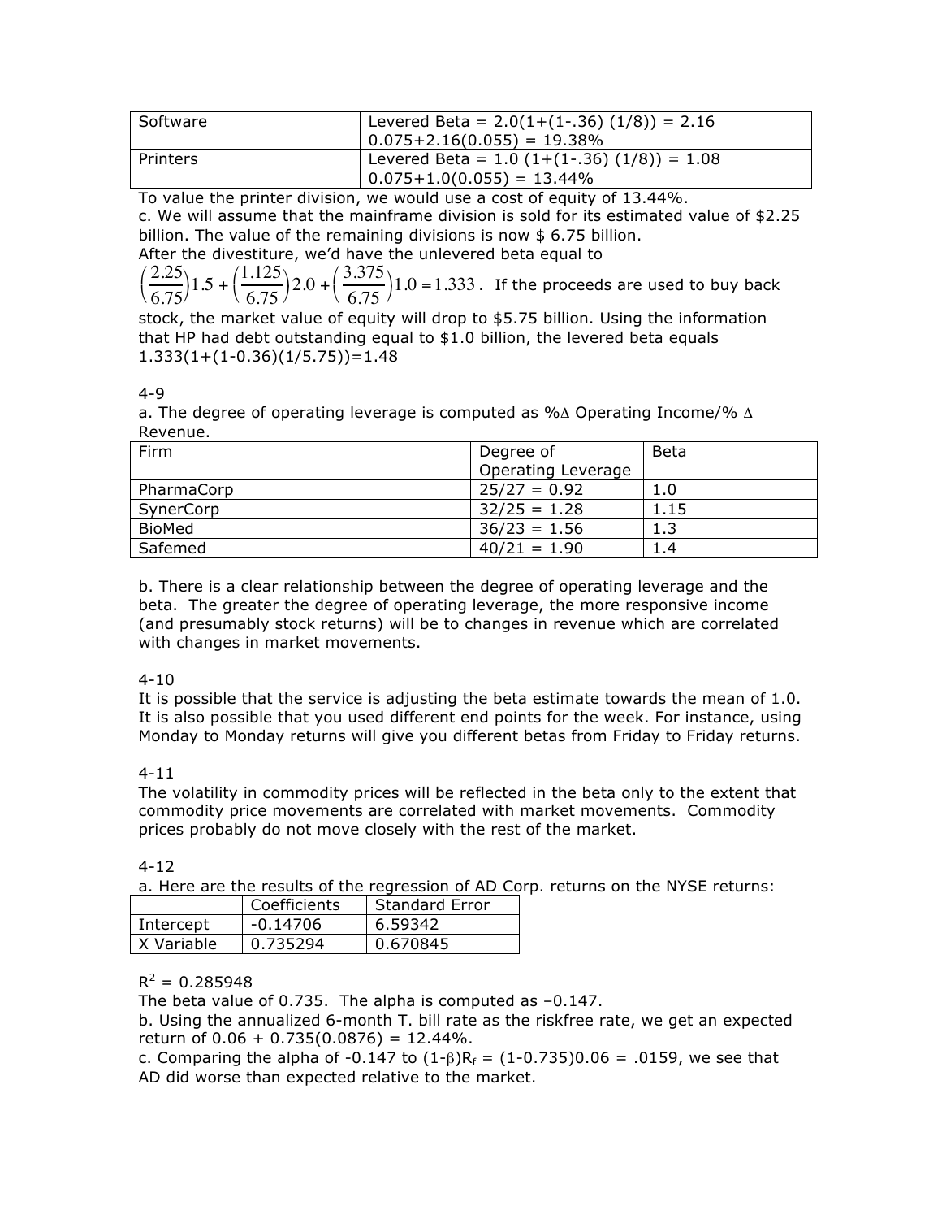| | |
|---|---|
| Software | Levered Beta = 2.0(1+(1-.36) (1/8)) = 2.16<br>0.075+2.16(0.055) = 19.38% |
| Printers | Levered Beta = 1.0 (1+(1-.36) (1/8)) = 1.08<br>0.075+1.0(0.055) = 13.44% |

To value the printer division, we would use a cost of equity of 13.44%.

c. We will assume that the mainframe division is sold for its estimated value of $2.25 billion. The value of the remaining divisions is now $ 6.75 billion.

After the divestiture, we'd have the unlevered beta equal to

$\left(\frac{2.25}{6.75}\right)1.5 + \left(\frac{1.125}{6.75}\right)2.0 + \left(\frac{3.375}{6.75}\right)1.0 = 1.333$. If the proceeds are used to buy back stock, the market value of equity will drop to $5.75 billion. Using the information that HP had debt outstanding equal to $1.0 billion, the levered beta equals 1.333(1+(1-0.36)(1/5.75))=1.48

4-9

a. The degree of operating leverage is computed as %Δ Operating Income/% Δ Revenue.

| Firm | Degree of Operating Leverage | Beta |
|---|---|---|
| PharmaCorp | 25/27 = 0.92 | 1.0 |
| SynerCorp | 32/25 = 1.28 | 1.15 |
| BioMed | 36/23 = 1.56 | 1.3 |
| Safemed | 40/21 = 1.90 | 1.4 |

b. There is a clear relationship between the degree of operating leverage and the beta. The greater the degree of operating leverage, the more responsive income (and presumably stock returns) will be to changes in revenue which are correlated with changes in market movements.

4-10

It is possible that the service is adjusting the beta estimate towards the mean of 1.0. It is also possible that you used different end points for the week. For instance, using Monday to Monday returns will give you different betas from Friday to Friday returns.

4-11

The volatility in commodity prices will be reflected in the beta only to the extent that commodity price movements are correlated with market movements. Commodity prices probably do not move closely with the rest of the market.

4-12

a. Here are the results of the regression of AD Corp. returns on the NYSE returns:

| | Coefficients | Standard Error |
|---|---|---|
| Intercept | -0.14706 | 6.59342 |
| X Variable | 0.735294 | 0.670845 |

$R^2$ = 0.285948

The beta value of 0.735. The alpha is computed as –0.147.

b. Using the annualized 6-month T. bill rate as the riskfree rate, we get an expected return of 0.06 + 0.735(0.0876) = 12.44%.

c. Comparing the alpha of -0.147 to $(1-\beta)R_f$ = (1-0.735)0.06 = .0159, we see that AD did worse than expected relative to the market.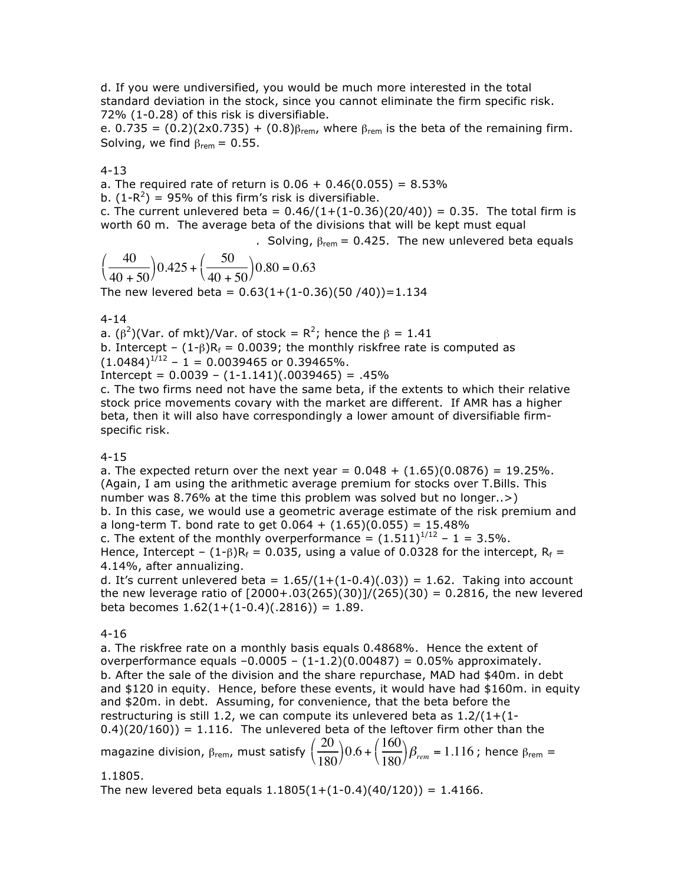d. If you were undiversified, you would be much more interested in the total standard deviation in the stock, since you cannot eliminate the firm specific risk. 72% (1-0.28) of this risk is diversifiable.

e. 0.735 = (0.2)(2x0.735) + (0.8)$\beta_{rem}$, where $\beta_{rem}$ is the beta of the remaining firm. Solving, we find $\beta_{rem}$ = 0.55.

4-13

a. The required rate of return is 0.06 + 0.46(0.055) = 8.53%

b. (1-$R^2$) = 95% of this firm's risk is diversifiable.

c. The current unlevered beta = 0.46/(1+(1-0.36)(20/40)) = 0.35. The total firm is worth 60 m. The average beta of the divisions that will be kept must equal

. Solving, $\beta_{rem}$ = 0.425. The new unlevered beta equals

$$\left(\frac{40}{40+50}\right)0.425 + \left(\frac{50}{40+50}\right)0.80 = 0.63$$

The new levered beta = 0.63(1+(1-0.36)(50 /40))=1.134

4-14

a. ($\beta^2$)(Var. of mkt)/Var. of stock = $R^2$; hence the $\beta$ = 1.41

b. Intercept – (1-$\beta$)$R_f$ = 0.0039; the monthly riskfree rate is computed as $(1.0484)^{1/12} - 1$ = 0.0039465 or 0.39465%.

Intercept = 0.0039 – (1-1.141)(.0039465) = .45%

c. The two firms need not have the same beta, if the extents to which their relative stock price movements covary with the market are different. If AMR has a higher beta, then it will also have correspondingly a lower amount of diversifiable firm-specific risk.

4-15

a. The expected return over the next year = 0.048 + (1.65)(0.0876) = 19.25%. (Again, I am using the arithmetic average premium for stocks over T.Bills. This number was 8.76% at the time this problem was solved but no longer..>)

b. In this case, we would use a geometric average estimate of the risk premium and a long-term T. bond rate to get 0.064 + (1.65)(0.055) = 15.48%

c. The extent of the monthly overperformance = $(1.511)^{1/12} - 1$ = 3.5%. Hence, Intercept – (1-$\beta$)$R_f$ = 0.035, using a value of 0.0328 for the intercept, $R_f$ = 4.14%, after annualizing.

d. It's current unlevered beta = 1.65/(1+(1-0.4)(.03)) = 1.62. Taking into account the new leverage ratio of [2000+.03(265)(30)]/(265)(30) = 0.2816, the new levered beta becomes 1.62(1+(1-0.4)(.2816)) = 1.89.

4-16

a. The riskfree rate on a monthly basis equals 0.4868%. Hence the extent of overperformance equals –0.0005 – (1-1.2)(0.00487) = 0.05% approximately.

b. After the sale of the division and the share repurchase, MAD had $40m. in debt and $120 in equity. Hence, before these events, it would have had $160m. in equity and $20m. in debt. Assuming, for convenience, that the beta before the restructuring is still 1.2, we can compute its unlevered beta as 1.2/(1+(1-0.4)(20/160)) = 1.116. The unlevered beta of the leftover firm other than the magazine division, $\beta_{rem}$, must satisfy $\left(\frac{20}{180}\right)0.6 + \left(\frac{160}{180}\right)\beta_{rem} = 1.116$ ; hence $\beta_{rem}$ = 1.1805.

The new levered beta equals 1.1805(1+(1-0.4)(40/120)) = 1.4166.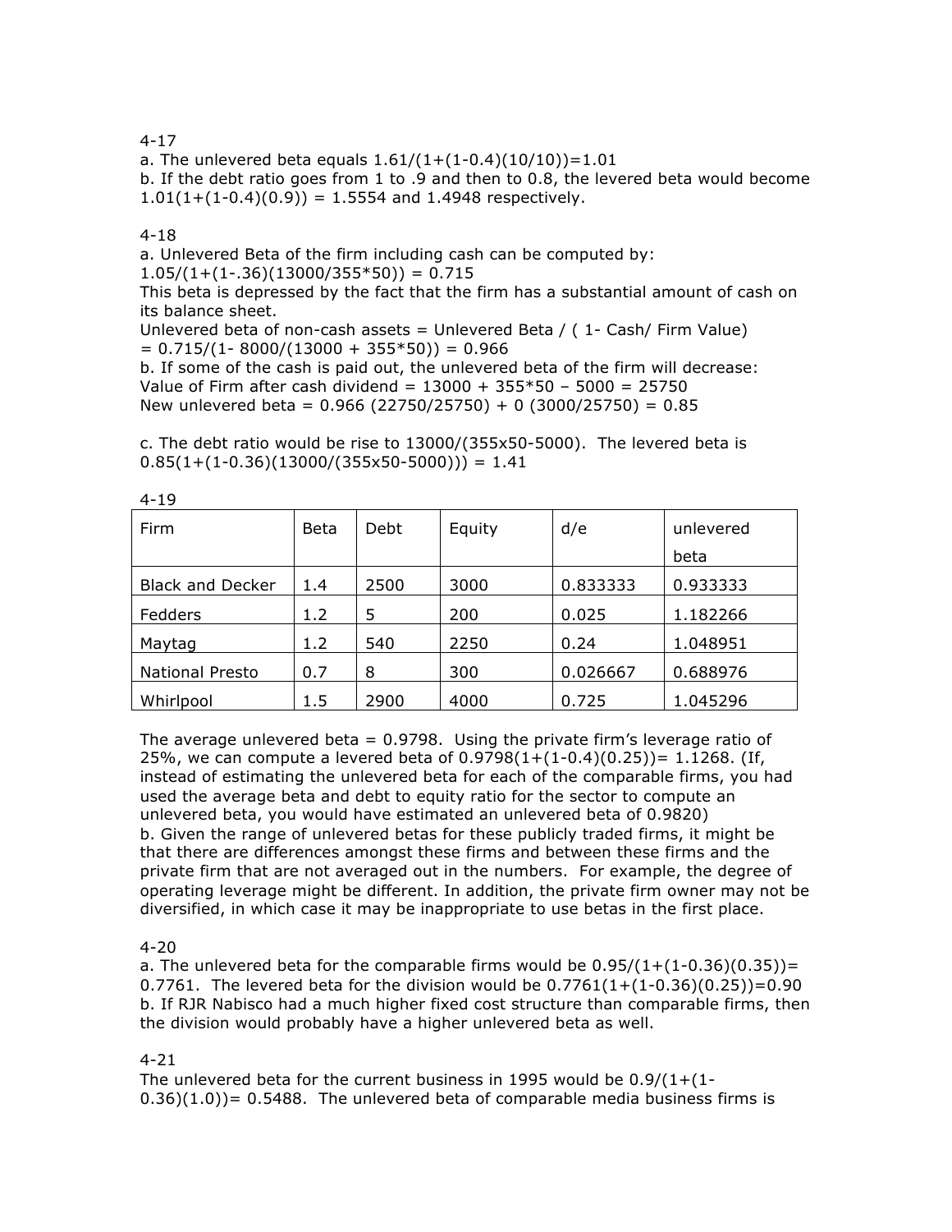4-17

a. The unlevered beta equals $1.61/(1+(1-0.4)(10/10))=1.01$

b. If the debt ratio goes from 1 to .9 and then to 0.8, the levered beta would become $1.01(1+(1-0.4)(0.9)) = 1.5554$ and 1.4948 respectively.

4-18

a. Unlevered Beta of the firm including cash can be computed by:

$1.05/(1+(1-.36)(13000/355*50)) = 0.715$

This beta is depressed by the fact that the firm has a substantial amount of cash on its balance sheet.

Unlevered beta of non-cash assets = Unlevered Beta / ( 1- Cash/ Firm Value)

$= 0.715/(1- 8000/(13000 + 355*50)) = 0.966$

b. If some of the cash is paid out, the unlevered beta of the firm will decrease:

Value of Firm after cash dividend = 13000 + 355*50 – 5000 = 25750

New unlevered beta = 0.966 (22750/25750) + 0 (3000/25750) = 0.85

c. The debt ratio would be rise to 13000/(355x50-5000). The levered beta is $0.85(1+(1-0.36)(13000/(355x50-5000))) = 1.41$

4-19

| Firm | Beta | Debt | Equity | d/e | unlevered beta |
|---|---|---|---|---|---|
| Black and Decker | 1.4 | 2500 | 3000 | 0.833333 | 0.933333 |
| Fedders | 1.2 | 5 | 200 | 0.025 | 1.182266 |
| Maytag | 1.2 | 540 | 2250 | 0.24 | 1.048951 |
| National Presto | 0.7 | 8 | 300 | 0.026667 | 0.688976 |
| Whirlpool | 1.5 | 2900 | 4000 | 0.725 | 1.045296 |

The average unlevered beta = 0.9798. Using the private firm's leverage ratio of 25%, we can compute a levered beta of $0.9798(1+(1-0.4)(0.25))= 1.1268$. (If, instead of estimating the unlevered beta for each of the comparable firms, you had used the average beta and debt to equity ratio for the sector to compute an unlevered beta, you would have estimated an unlevered beta of 0.9820)

b. Given the range of unlevered betas for these publicly traded firms, it might be that there are differences amongst these firms and between these firms and the private firm that are not averaged out in the numbers. For example, the degree of operating leverage might be different. In addition, the private firm owner may not be diversified, in which case it may be inappropriate to use betas in the first place.

4-20

a. The unlevered beta for the comparable firms would be $0.95/(1+(1-0.36)(0.35))= 0.7761$. The levered beta for the division would be $0.7761(1+(1-0.36)(0.25))=0.90$

b. If RJR Nabisco had a much higher fixed cost structure than comparable firms, then the division would probably have a higher unlevered beta as well.

4-21

The unlevered beta for the current business in 1995 would be $0.9/(1+(1-0.36)(1.0))= 0.5488$. The unlevered beta of comparable media business firms is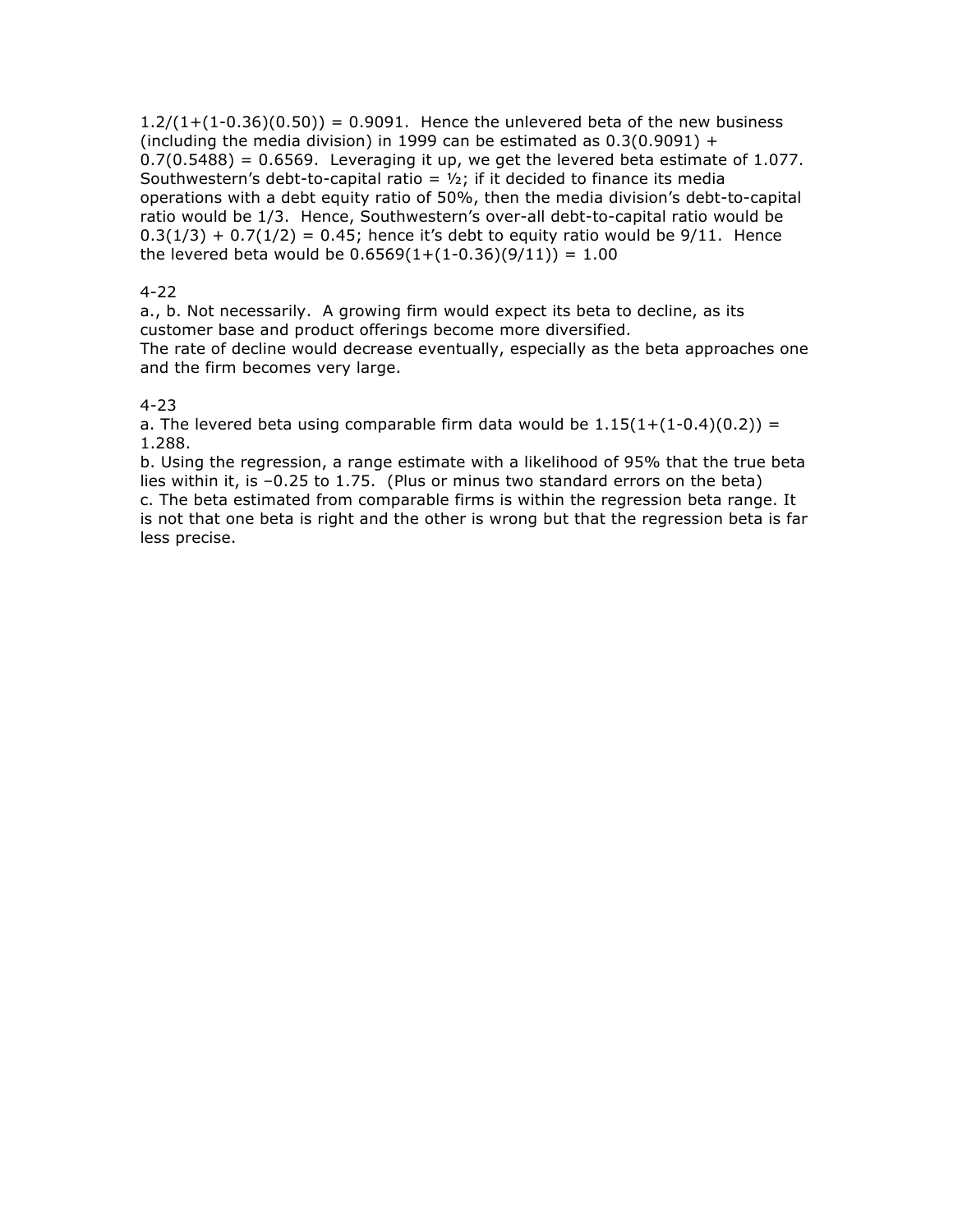$1.2/(1+(1-0.36)(0.50)) = 0.9091$. Hence the unlevered beta of the new business (including the media division) in 1999 can be estimated as $0.3(0.9091) + 0.7(0.5488) = 0.6569$. Leveraging it up, we get the levered beta estimate of 1.077. Southwestern's debt-to-capital ratio = ½; if it decided to finance its media operations with a debt equity ratio of 50%, then the media division's debt-to-capital ratio would be 1/3. Hence, Southwestern's over-all debt-to-capital ratio would be $0.3(1/3) + 0.7(1/2) = 0.45$; hence it's debt to equity ratio would be 9/11. Hence the levered beta would be $0.6569(1+(1-0.36)(9/11)) = 1.00$

4-22

a., b. Not necessarily. A growing firm would expect its beta to decline, as its customer base and product offerings become more diversified.
The rate of decline would decrease eventually, especially as the beta approaches one and the firm becomes very large.

4-23

a. The levered beta using comparable firm data would be $1.15(1+(1-0.4)(0.2)) = 1.288$.
b. Using the regression, a range estimate with a likelihood of 95% that the true beta lies within it, is –0.25 to 1.75. (Plus or minus two standard errors on the beta)
c. The beta estimated from comparable firms is within the regression beta range. It is not that one beta is right and the other is wrong but that the regression beta is far less precise.